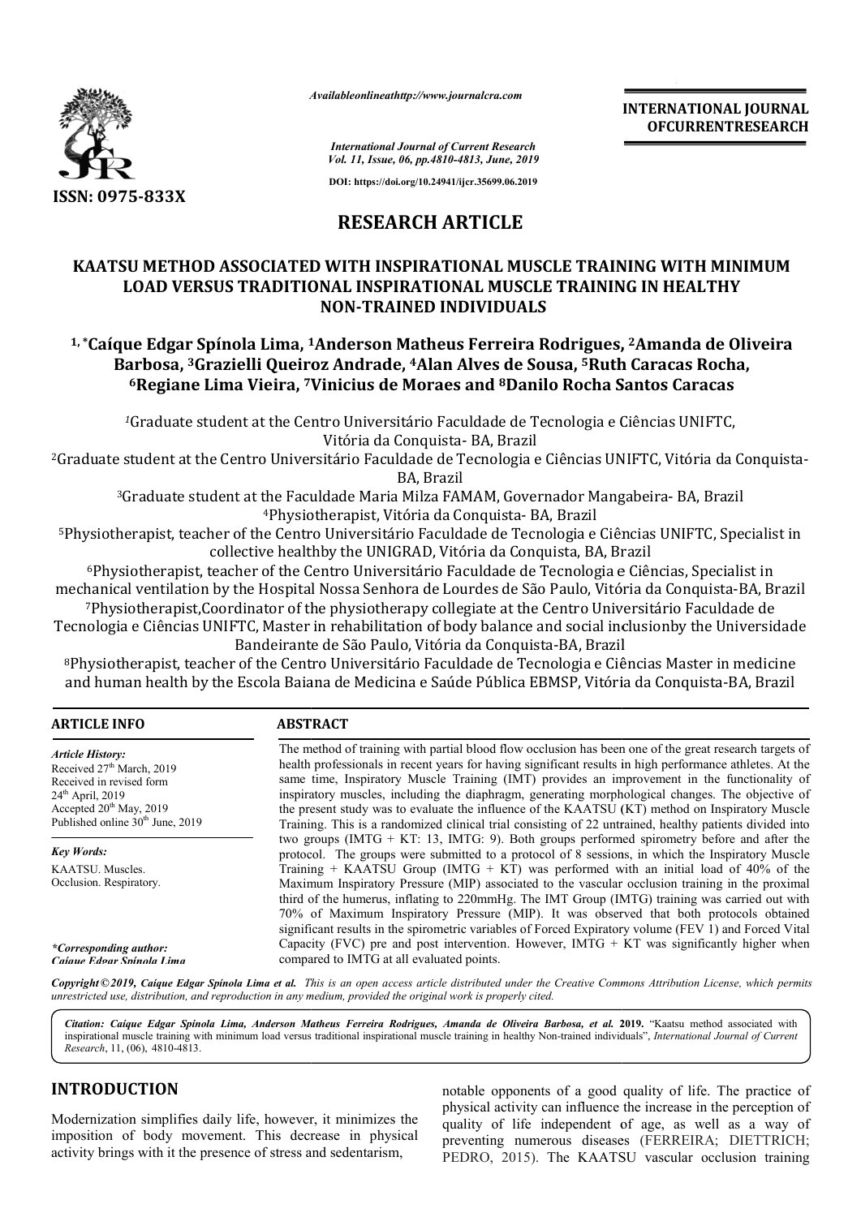# RESEARCH ARTICLE

## KAATSU METHOD ASSOCIATED WITH INSPIRATIONAL MUSCLE TRAINING WITH MINIMUM LOAD VERSUS TRADITIONAL INSPIRATIONAL MUSCLE TRAINING IN HEALTHY NON-TRAINED INDIVIDUALS

**[1,*] Caíque Edgar Spínola Lima, [1] Anderson Matheus Ferreira Rodrigues, [2] Amanda de Oliveira Barbosa, [3] Grazielli Queiroz Andrade, [4] Alan Alves de Sousa, [5] Ruth Caracas Rocha, [6] Regiane Lima Vieira, [7] Vinicius de Moraes and [8] Danilo Rocha Santos Caracas**

[1] Graduate student at the Centro Universitário Faculdade de Tecnologia e Ciências UNIFTC, Vitória da Conquista- BA, Brazil

[2] Graduate student at the Centro Universitário Faculdade de Tecnologia e Ciências UNIFTC, Vitória da Conquista- BA, Brazil

[3] Graduate student at the Faculdade Maria Milza FAMAM, Governador Mangabeira- BA, Brazil

[4] Physiotherapist, Vitória da Conquista- BA, Brazil

[5] Physiotherapist, teacher of the Centro Universitário Faculdade de Tecnologia e Ciências UNIFTC, Specialist in collective healthby the UNIGRAD, Vitória da Conquista, BA, Brazil

[6] Physiotherapist, teacher of the Centro Universitário Faculdade de Tecnologia e Ciências, Specialist in mechanical ventilation by the Hospital Nossa Senhora de Lourdes de São Paulo, Vitória da Conquista-BA, Brazil

[7] Physiotherapist,Coordinator of the physiotherapy collegiate at the Centro Universitário Faculdade de Tecnologia e Ciências UNIFTC, Master in rehabilitation of body balance and social inclusionby the Universidade Bandeirante de São Paulo, Vitória da Conquista-BA, Brazil

[8] Physiotherapist, teacher of the Centro Universitário Faculdade de Tecnologia e Ciências Master in medicine and human health by the Escola Baiana de Medicina e Saúde Pública EBMSP, Vitória da Conquista-BA, Brazil

### ARTICLE INFO

*Article History:*
Received 27th March, 2019
Received in revised form 24th April, 2019
Accepted 20th May, 2019
Published online 30th June, 2019

*Key Words:*
KAATSU. Muscles. Occlusion. Respiratory.

*\*Corresponding author:*
*Caíque Edgar Spínola Lima*

### ABSTRACT

The method of training with partial blood flow occlusion has been one of the great research targets of health professionals in recent years for having significant results in high performance athletes. At the same time, Inspiratory Muscle Training (IMT) provides an improvement in the functionality of inspiratory muscles, including the diaphragm, generating morphological changes. The objective of the present study was to evaluate the influence of the KAATSU (KT) method on Inspiratory Muscle Training. This is a randomized clinical trial consisting of 22 untrained, healthy patients divided into two groups (IMTG + KT: 13, IMTG: 9). Both groups performed spirometry before and after the protocol. The groups were submitted to a protocol of 8 sessions, in which the Inspiratory Muscle Training + KAATSU Group (IMTG + KT) was performed with an initial load of 40% of the Maximum Inspiratory Pressure (MIP) associated to the vascular occlusion training in the proximal third of the humerus, inflating to 220mmHg. The IMT Group (IMTG) training was carried out with 70% of Maximum Inspiratory Pressure (MIP). It was observed that both protocols obtained significant results in the spirometric variables of Forced Expiratory volume (FEV 1) and Forced Vital Capacity (FVC) pre and post intervention. However, IMTG + KT was significantly higher when compared to IMTG at all evaluated points.

*Copyright © 2019, Caíque Edgar Spínola Lima et al. This is an open access article distributed under the Creative Commons Attribution License, which permits unrestricted use, distribution, and reproduction in any medium, provided the original work is properly cited.*

*Citation: Caíque Edgar Spínola Lima, Anderson Matheus Ferreira Rodrigues, Amanda de Oliveira Barbosa, et al.* **2019.** "Kaatsu method associated with inspirational muscle training with minimum load versus traditional inspirational muscle training in healthy Non-trained individuals", *International Journal of Current Research*, 11, (06), 4810-4813.

## INTRODUCTION

Modernization simplifies daily life, however, it minimizes the imposition of body movement. This decrease in physical activity brings with it the presence of stress and sedentarism, notable opponents of a good quality of life. The practice of physical activity can influence the increase in the perception of quality of life independent of age, as well as a way of preventing numerous diseases (FERREIRA; DIETTRICH; PEDRO, 2015). The KAATSU vascular occlusion training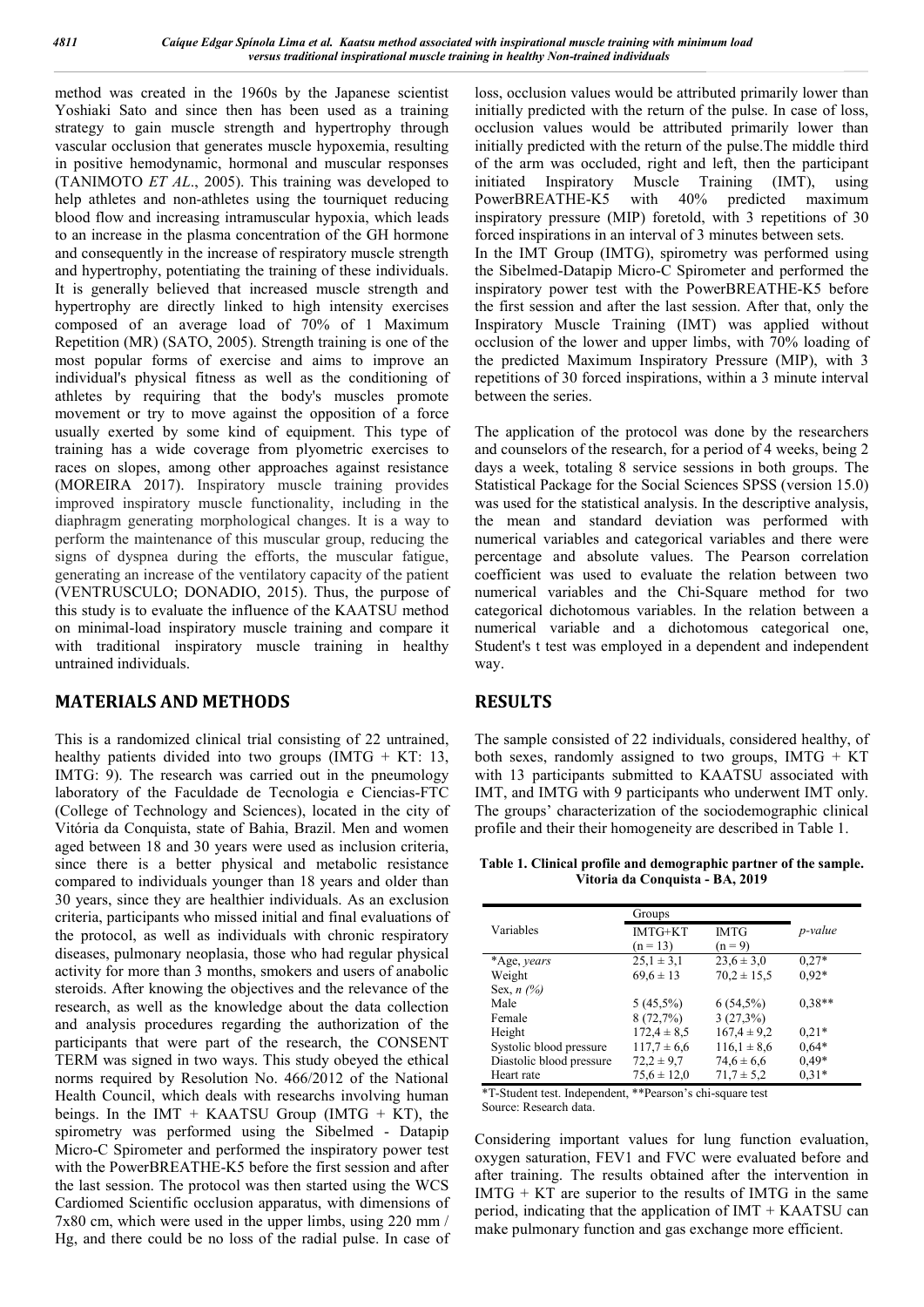method was created in the 1960s by the Japanese scientist Yoshiaki Sato and since then has been used as a training strategy to gain muscle strength and hypertrophy through vascular occlusion that generates muscle hypoxemia, resulting in positive hemodynamic, hormonal and muscular responses (TANIMOTO *ET AL*., 2005). This training was developed to help athletes and non-athletes using the tourniquet reducing blood flow and increasing intramuscular hypoxia, which leads to an increase in the plasma concentration of the GH hormone and consequently in the increase of respiratory muscle strength and hypertrophy, potentiating the training of these individuals. It is generally believed that increased muscle strength and hypertrophy are directly linked to high intensity exercises composed of an average load of 70% of 1 Maximum Repetition (MR) (SATO, 2005). Strength training is one of the most popular forms of exercise and aims to improve an individual's physical fitness as well as the conditioning of athletes by requiring that the body's muscles promote movement or try to move against the opposition of a force usually exerted by some kind of equipment. This type of training has a wide coverage from plyometric exercises to races on slopes, among other approaches against resistance (MOREIRA 2017). Inspiratory muscle training provides improved inspiratory muscle functionality, including in the diaphragm generating morphological changes. It is a way to perform the maintenance of this muscular group, reducing the signs of dyspnea during the efforts, the muscular fatigue, generating an increase of the ventilatory capacity of the patient (VENTRUSCULO; DONADIO, 2015). Thus, the purpose of this study is to evaluate the influence of the KAATSU method on minimal-load inspiratory muscle training and compare it with traditional inspiratory muscle training in healthy untrained individuals.

## MATERIALS AND METHODS

This is a randomized clinical trial consisting of 22 untrained, healthy patients divided into two groups (IMTG + KT: 13, IMTG: 9). The research was carried out in the pneumology laboratory of the Faculdade de Tecnologia e Ciencias-FTC (College of Technology and Sciences), located in the city of Vitória da Conquista, state of Bahia, Brazil. Men and women aged between 18 and 30 years were used as inclusion criteria, since there is a better physical and metabolic resistance compared to individuals younger than 18 years and older than 30 years, since they are healthier individuals. As an exclusion criteria, participants who missed initial and final evaluations of the protocol, as well as individuals with chronic respiratory diseases, pulmonary neoplasia, those who had regular physical activity for more than 3 months, smokers and users of anabolic steroids. After knowing the objectives and the relevance of the research, as well as the knowledge about the data collection and analysis procedures regarding the authorization of the participants that were part of the research, the CONSENT TERM was signed in two ways. This study obeyed the ethical norms required by Resolution No. 466/2012 of the National Health Council, which deals with researchs involving human beings. In the IMT + KAATSU Group (IMTG + KT), the spirometry was performed using the Sibelmed - Datapip Micro-C Spirometer and performed the inspiratory power test with the PowerBREATHE-K5 before the first session and after the last session. The protocol was then started using the WCS Cardiomed Scientific occlusion apparatus, with dimensions of 7x80 cm, which were used in the upper limbs, using 220 mm / Hg, and there could be no loss of the radial pulse. In case of loss, occlusion values would be attributed primarily lower than initially predicted with the return of the pulse. In case of loss, occlusion values would be attributed primarily lower than initially predicted with the return of the pulse.The middle third of the arm was occluded, right and left, then the participant initiated Inspiratory Muscle Training (IMT), using PowerBREATHE-K5 with 40% predicted maximum inspiratory pressure (MIP) foretold, with 3 repetitions of 30 forced inspirations in an interval of 3 minutes between sets.

In the IMT Group (IMTG), spirometry was performed using the Sibelmed-Datapip Micro-C Spirometer and performed the inspiratory power test with the PowerBREATHE-K5 before the first session and after the last session. After that, only the Inspiratory Muscle Training (IMT) was applied without occlusion of the lower and upper limbs, with 70% loading of the predicted Maximum Inspiratory Pressure (MIP), with 3 repetitions of 30 forced inspirations, within a 3 minute interval between the series.

The application of the protocol was done by the researchers and counselors of the research, for a period of 4 weeks, being 2 days a week, totaling 8 service sessions in both groups. The Statistical Package for the Social Sciences SPSS (version 15.0) was used for the statistical analysis. In the descriptive analysis, the mean and standard deviation was performed with numerical variables and categorical variables and there were percentage and absolute values. The Pearson correlation coefficient was used to evaluate the relation between two numerical variables and the Chi-Square method for two categorical dichotomous variables. In the relation between a numerical variable and a dichotomous categorical one, Student's t test was employed in a dependent and independent way.

## RESULTS

The sample consisted of 22 individuals, considered healthy, of both sexes, randomly assigned to two groups, IMTG + KT with 13 participants submitted to KAATSU associated with IMT, and IMTG with 9 participants who underwent IMT only. The groups' characterization of the sociodemographic clinical profile and their their homogeneity are described in Table 1.

**Table 1. Clinical profile and demographic partner of the sample. Vitoria da Conquista - BA, 2019**

| Variables | Groups | | *p-value* |
|---|---|---|---|
| | IMTG+KT (n = 13) | IMTG (n = 9) | |
| *Age, *years** | 25,1 ± 3,1 | 23,6 ± 3,0 | 0,27* |
| Weight | 69,6 ± 13 | 70,2 ± 15,5 | 0,92* |
| Sex, *n (%)* | | | |
| Male | 5 (45,5%) | 6 (54,5%) | 0,38** |
| Female | 8 (72,7%) | 3 (27,3%) | |
| Height | 172,4 ± 8,5 | 167,4 ± 9,2 | 0,21* |
| Systolic blood pressure | 117,7 ± 6,6 | 116,1 ± 8,6 | 0,64* |
| Diastolic blood pressure | 72,2 ± 9,7 | 74,6 ± 6,6 | 0,49* |
| Heart rate | 75,6 ± 12,0 | 71,7 ± 5,2 | 0,31* |

*T-Student test. Independent, **Pearson's chi-square test

Source: Research data.

Considering important values for lung function evaluation, oxygen saturation, FEV1 and FVC were evaluated before and after training. The results obtained after the intervention in IMTG + KT are superior to the results of IMTG in the same period, indicating that the application of IMT + KAATSU can make pulmonary function and gas exchange more efficient.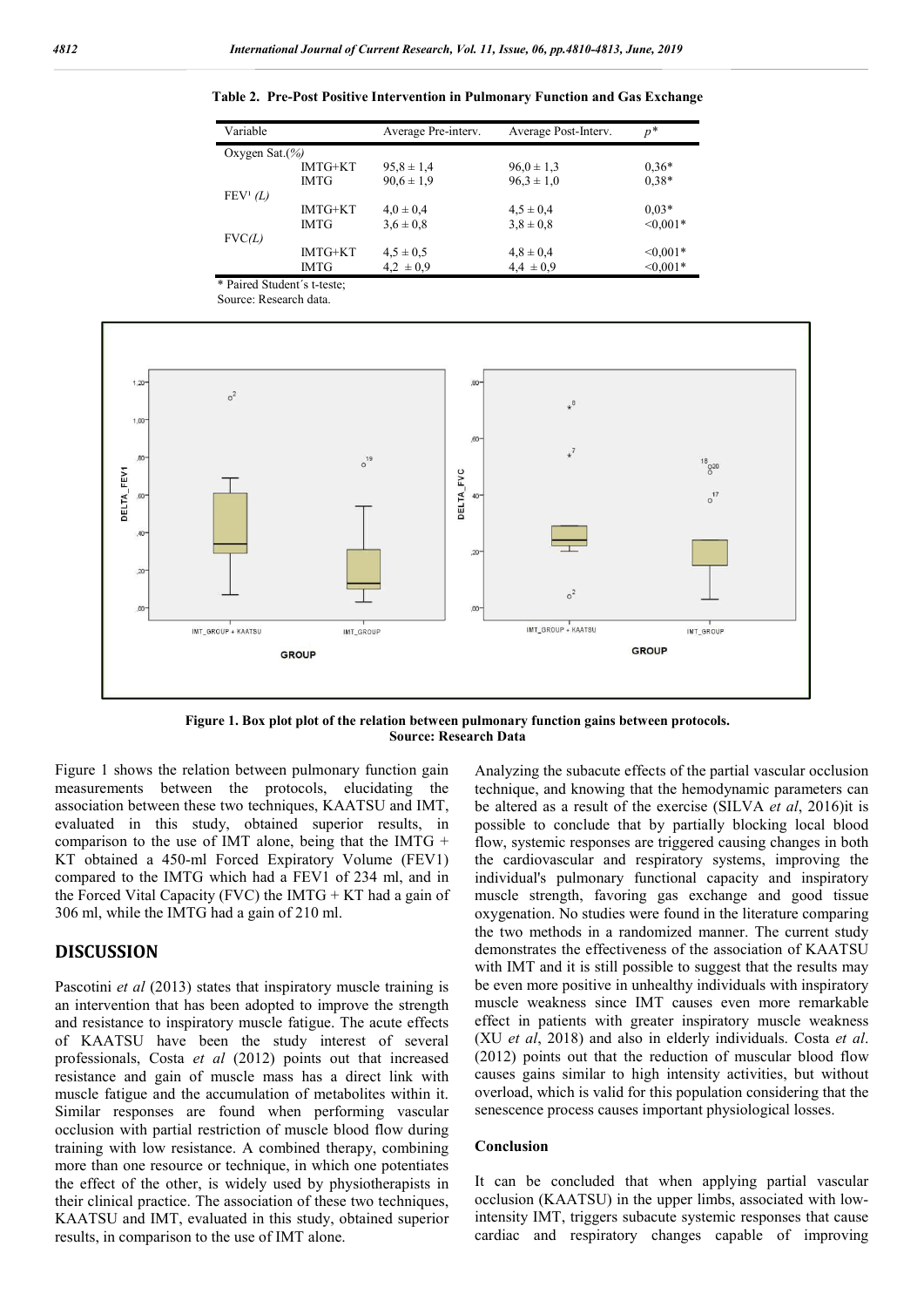**Table 2. Pre-Post Positive Intervention in Pulmonary Function and Gas Exchange**

| Variable | | Average Pre-interv. | Average Post-Interv. | $p$* |
|---|---|---|---|---|
| Oxygen Sat.(%) | | | | |
| | IMTG+KT | 95,8 ± 1,4 | 96,0 ± 1,3 | 0,36* |
| | IMTG | 90,6 ± 1,9 | 96,3 ± 1,0 | 0,38* |
| FEV¹ (L) | | | | |
| | IMTG+KT | 4,0 ± 0,4 | 4,5 ± 0,4 | 0,03* |
| | IMTG | 3,6 ± 0,8 | 3,8 ± 0,8 | <0,001* |
| FVC(L) | | | | |
| | IMTG+KT | 4,5 ± 0,5 | 4,8 ± 0,4 | <0,001* |
| | IMTG | 4,2 ± 0,9 | 4,4 ± 0,9 | <0,001* |

\* Paired Student´s t-teste;

Source: Research data.

**Figure 1. Box plot plot of the relation between pulmonary function gains between protocols.**
**Source: Research Data**

Figure 1 shows the relation between pulmonary function gain measurements between the protocols, elucidating the association between these two techniques, KAATSU and IMT, evaluated in this study, obtained superior results, in comparison to the use of IMT alone, being that the IMTG + KT obtained a 450-ml Forced Expiratory Volume (FEV1) compared to the IMTG which had a FEV1 of 234 ml, and in the Forced Vital Capacity (FVC) the IMTG + KT had a gain of 306 ml, while the IMTG had a gain of 210 ml.

## DISCUSSION

Pascotini *et al* (2013) states that inspiratory muscle training is an intervention that has been adopted to improve the strength and resistance to inspiratory muscle fatigue. The acute effects of KAATSU have been the study interest of several professionals, Costa *et al* (2012) points out that increased resistance and gain of muscle mass has a direct link with muscle fatigue and the accumulation of metabolites within it. Similar responses are found when performing vascular occlusion with partial restriction of muscle blood flow during training with low resistance. A combined therapy, combining more than one resource or technique, in which one potentiates the effect of the other, is widely used by physiotherapists in their clinical practice. The association of these two techniques, KAATSU and IMT, evaluated in this study, obtained superior results, in comparison to the use of IMT alone.

Analyzing the subacute effects of the partial vascular occlusion technique, and knowing that the hemodynamic parameters can be altered as a result of the exercise (SILVA *et al*, 2016)it is possible to conclude that by partially blocking local blood flow, systemic responses are triggered causing changes in both the cardiovascular and respiratory systems, improving the individual's pulmonary functional capacity and inspiratory muscle strength, favoring gas exchange and good tissue oxygenation. No studies were found in the literature comparing the two methods in a randomized manner. The current study demonstrates the effectiveness of the association of KAATSU with IMT and it is still possible to suggest that the results may be even more positive in unhealthy individuals with inspiratory muscle weakness since IMT causes even more remarkable effect in patients with greater inspiratory muscle weakness (XU *et al*, 2018) and also in elderly individuals. Costa *et al*. (2012) points out that the reduction of muscular blood flow causes gains similar to high intensity activities, but without overload, which is valid for this population considering that the senescence process causes important physiological losses.

### Conclusion

It can be concluded that when applying partial vascular occlusion (KAATSU) in the upper limbs, associated with low-intensity IMT, triggers subacute systemic responses that cause cardiac and respiratory changes capable of improving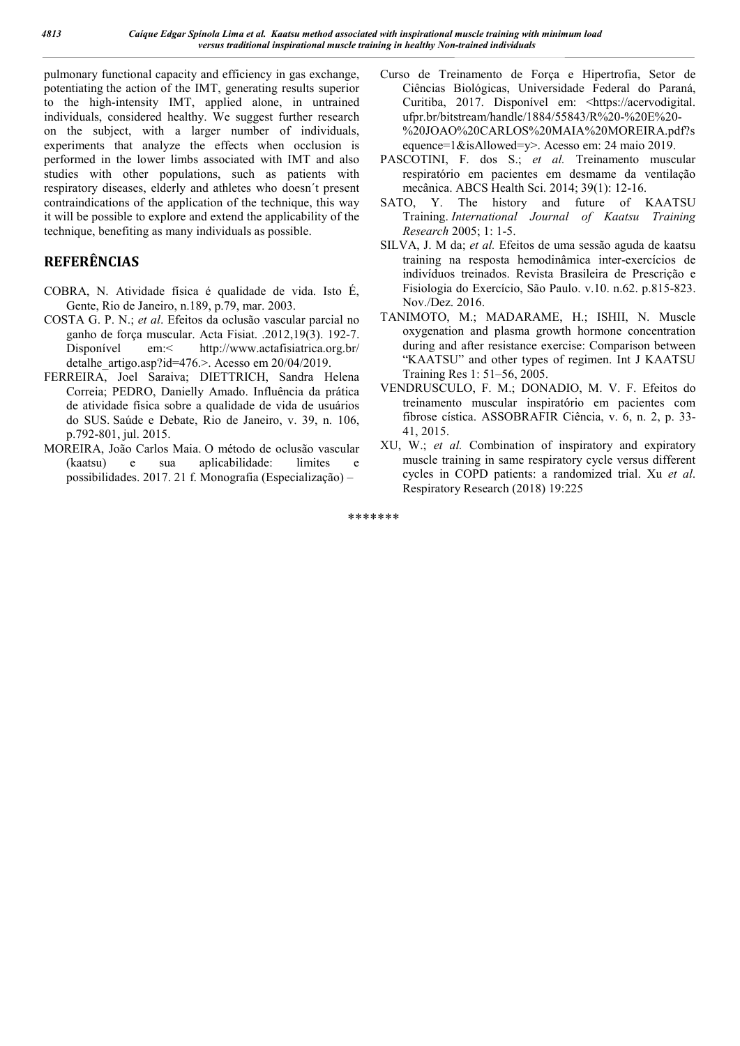pulmonary functional capacity and efficiency in gas exchange, potentiating the action of the IMT, generating results superior to the high-intensity IMT, applied alone, in untrained individuals, considered healthy. We suggest further research on the subject, with a larger number of individuals, experiments that analyze the effects when occlusion is performed in the lower limbs associated with IMT and also studies with other populations, such as patients with respiratory diseases, elderly and athletes who doesn´t present contraindications of the application of the technique, this way it will be possible to explore and extend the applicability of the technique, benefiting as many individuals as possible.

## REFERÊNCIAS

COBRA, N. Atividade física é qualidade de vida. Isto É, Gente, Rio de Janeiro, n.189, p.79, mar. 2003.

COSTA G. P. N.; *et al*. Efeitos da oclusão vascular parcial no ganho de força muscular. Acta Fisiat. .2012,19(3). 192-7. Disponível em:< http://www.actafisiatrica.org.br/ detalhe_artigo.asp?id=476.>. Acesso em 20/04/2019.

FERREIRA, Joel Saraiva; DIETTRICH, Sandra Helena Correia; PEDRO, Danielly Amado. Influência da prática de atividade física sobre a qualidade de vida de usuários do SUS. Saúde e Debate, Rio de Janeiro, v. 39, n. 106, p.792-801, jul. 2015.

MOREIRA, João Carlos Maia. O método de oclusão vascular (kaatsu) e sua aplicabilidade: limites e possibilidades. 2017. 21 f. Monografia (Especialização) – Curso de Treinamento de Força e Hipertrofia, Setor de Ciências Biológicas, Universidade Federal do Paraná, Curitiba, 2017. Disponível em: <https://acervodigital. ufpr.br/bitstream/handle/1884/55843/R%20-%20E%20-%20JOAO%20CARLOS%20MAIA%20MOREIRA.pdf?sequence=1&isAllowed=y>. Acesso em: 24 maio 2019.

PASCOTINI, F. dos S.; *et al.* Treinamento muscular respiratório em pacientes em desmame da ventilação mecânica. ABCS Health Sci. 2014; 39(1): 12-16.

SATO, Y. The history and future of KAATSU Training. *International Journal of Kaatsu Training Research* 2005; 1: 1-5.

SILVA, J. M da; *et al.* Efeitos de uma sessão aguda de kaatsu training na resposta hemodinâmica inter-exercícios de indivíduos treinados. Revista Brasileira de Prescrição e Fisiologia do Exercício, São Paulo. v.10. n.62. p.815-823. Nov./Dez. 2016.

TANIMOTO, M.; MADARAME, H.; ISHII, N. Muscle oxygenation and plasma growth hormone concentration during and after resistance exercise: Comparison between "KAATSU" and other types of regimen. Int J KAATSU Training Res 1: 51–56, 2005.

VENDRUSCULO, F. M.; DONADIO, M. V. F. Efeitos do treinamento muscular inspiratório em pacientes com fibrose cística. ASSOBRAFIR Ciência, v. 6, n. 2, p. 33-41, 2015.

XU, W.; *et al.* Combination of inspiratory and expiratory muscle training in same respiratory cycle versus different cycles in COPD patients: a randomized trial. Xu *et al*. Respiratory Research (2018) 19:225

*******